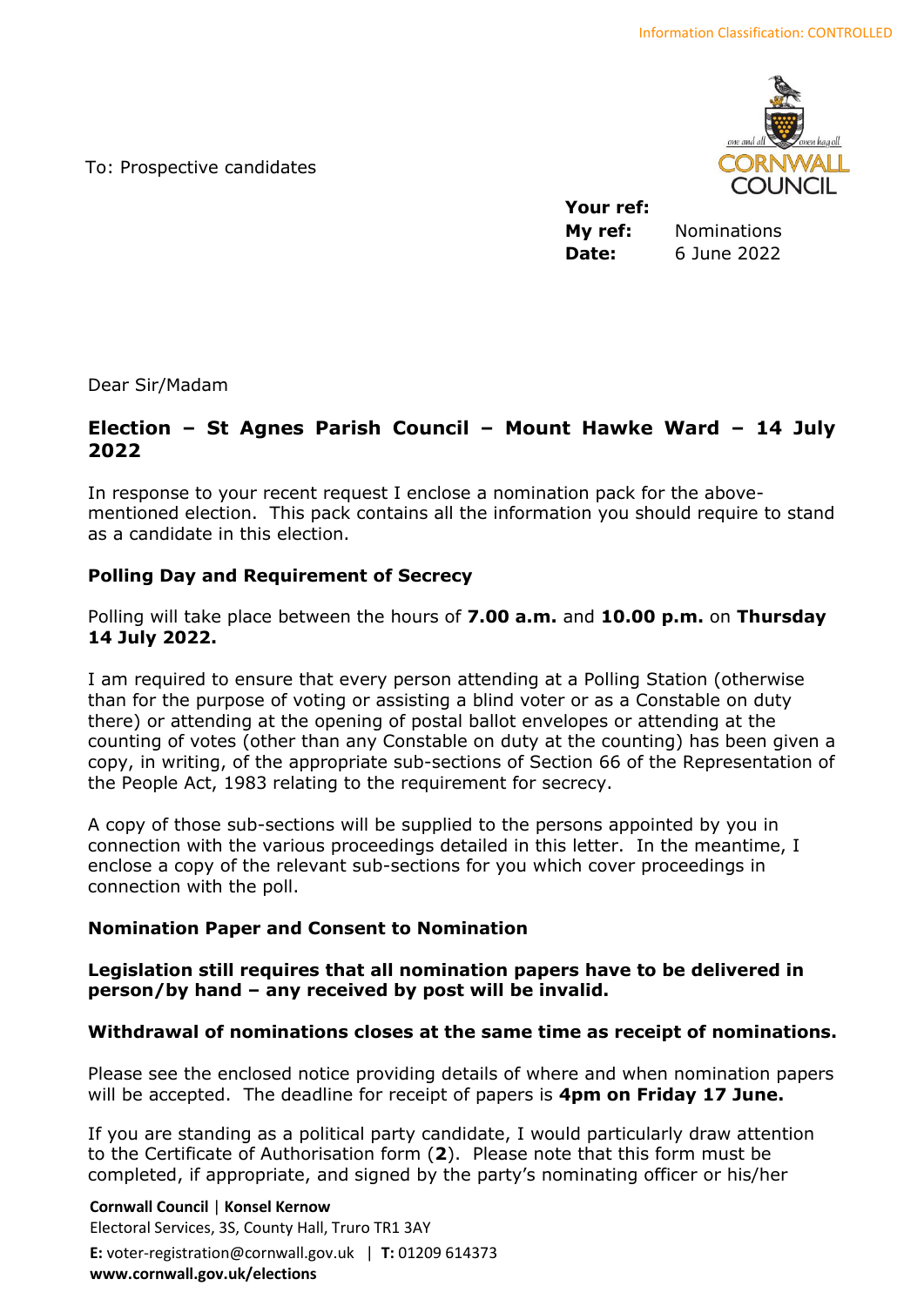Information Classification: CONTROLLED

To: Prospective candidates

**Your ref:**
**My ref:** Nominations
**Date:** 6 June 2022

Dear Sir/Madam

## Election – St Agnes Parish Council – Mount Hawke Ward – 14 July 2022

In response to your recent request I enclose a nomination pack for the above-mentioned election. This pack contains all the information you should require to stand as a candidate in this election.

### Polling Day and Requirement of Secrecy

Polling will take place between the hours of **7.00 a.m.** and **10.00 p.m.** on **Thursday 14 July 2022.**

I am required to ensure that every person attending at a Polling Station (otherwise than for the purpose of voting or assisting a blind voter or as a Constable on duty there) or attending at the opening of postal ballot envelopes or attending at the counting of votes (other than any Constable on duty at the counting) has been given a copy, in writing, of the appropriate sub-sections of Section 66 of the Representation of the People Act, 1983 relating to the requirement for secrecy.

A copy of those sub-sections will be supplied to the persons appointed by you in connection with the various proceedings detailed in this letter. In the meantime, I enclose a copy of the relevant sub-sections for you which cover proceedings in connection with the poll.

### Nomination Paper and Consent to Nomination

**Legislation still requires that all nomination papers have to be delivered in person/by hand – any received by post will be invalid.**

**Withdrawal of nominations closes at the same time as receipt of nominations.**

Please see the enclosed notice providing details of where and when nomination papers will be accepted. The deadline for receipt of papers is **4pm on Friday 17 June.**

If you are standing as a political party candidate, I would particularly draw attention to the Certificate of Authorisation form (**2**). Please note that this form must be completed, if appropriate, and signed by the party's nominating officer or his/her

**Cornwall Council** | **Konsel Kernow**
Electoral Services, 3S, County Hall, Truro TR1 3AY
**E:** voter-registration@cornwall.gov.uk | **T:** 01209 614373
**www.cornwall.gov.uk/elections**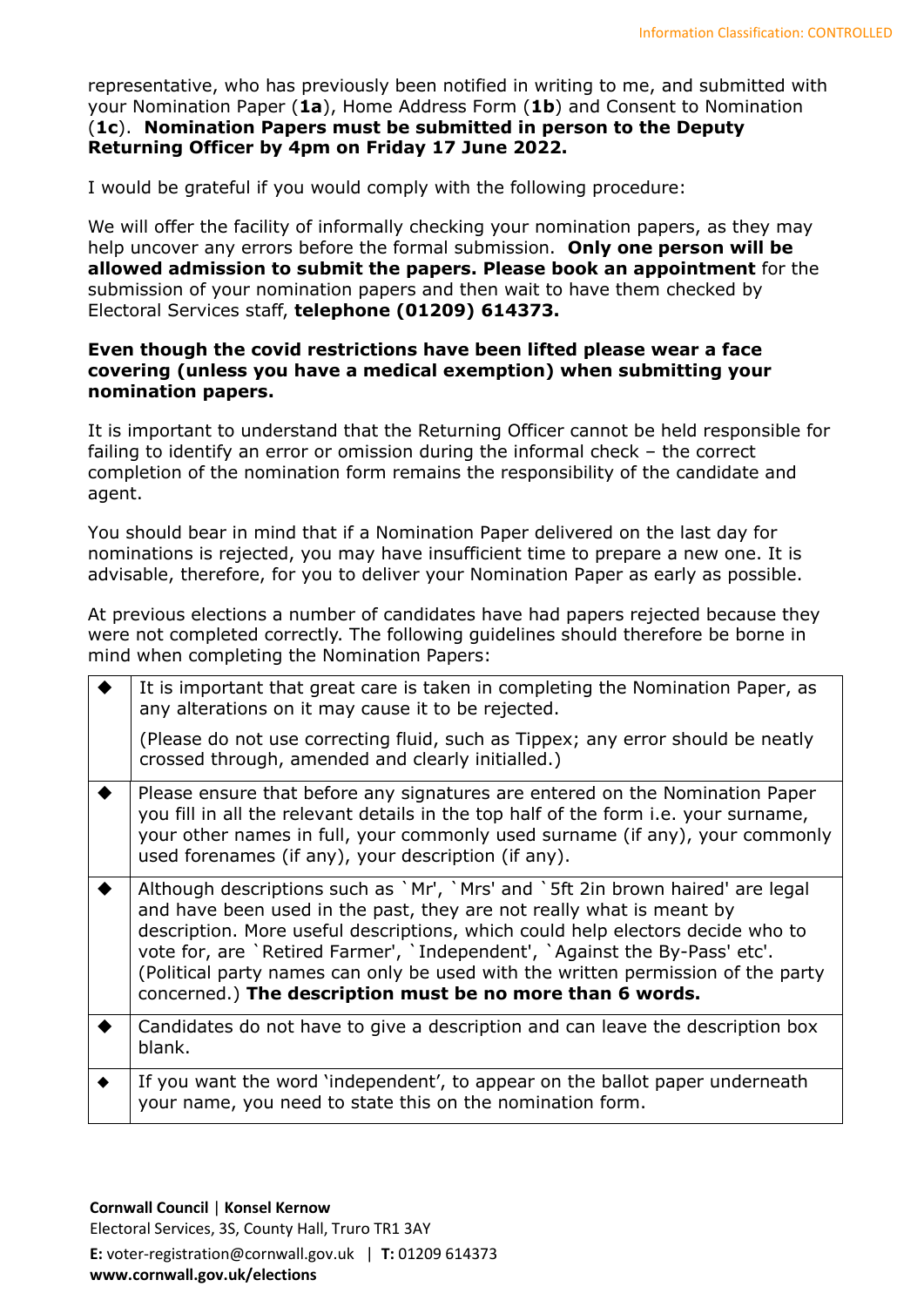representative, who has previously been notified in writing to me, and submitted with your Nomination Paper (**1a**), Home Address Form (**1b**) and Consent to Nomination (**1c**). **Nomination Papers must be submitted in person to the Deputy Returning Officer by 4pm on Friday 17 June 2022.**

I would be grateful if you would comply with the following procedure:

We will offer the facility of informally checking your nomination papers, as they may help uncover any errors before the formal submission. **Only one person will be allowed admission to submit the papers. Please book an appointment** for the submission of your nomination papers and then wait to have them checked by Electoral Services staff, **telephone (01209) 614373.**

**Even though the covid restrictions have been lifted please wear a face covering (unless you have a medical exemption) when submitting your nomination papers.**

It is important to understand that the Returning Officer cannot be held responsible for failing to identify an error or omission during the informal check – the correct completion of the nomination form remains the responsibility of the candidate and agent.

You should bear in mind that if a Nomination Paper delivered on the last day for nominations is rejected, you may have insufficient time to prepare a new one. It is advisable, therefore, for you to deliver your Nomination Paper as early as possible.

At previous elections a number of candidates have had papers rejected because they were not completed correctly. The following guidelines should therefore be borne in mind when completing the Nomination Papers:

| | |
|---|---|
| ◆ | It is important that great care is taken in completing the Nomination Paper, as any alterations on it may cause it to be rejected. (Please do not use correcting fluid, such as Tippex; any error should be neatly crossed through, amended and clearly initialled.) |
| ◆ | Please ensure that before any signatures are entered on the Nomination Paper you fill in all the relevant details in the top half of the form i.e. your surname, your other names in full, your commonly used surname (if any), your commonly used forenames (if any), your description (if any). |
| ◆ | Although descriptions such as \`Mr', \`Mrs' and \`5ft 2in brown haired' are legal and have been used in the past, they are not really what is meant by description. More useful descriptions, which could help electors decide who to vote for, are \`Retired Farmer', \`Independent', \`Against the By-Pass' etc'. (Political party names can only be used with the written permission of the party concerned.) **The description must be no more than 6 words.** |
| ◆ | Candidates do not have to give a description and can leave the description box blank. |
| ◆ | If you want the word 'independent', to appear on the ballot paper underneath your name, you need to state this on the nomination form. |

**Cornwall Council** | **Konsel Kernow**
Electoral Services, 3S, County Hall, Truro TR1 3AY
**E:** voter-registration@cornwall.gov.uk | **T:** 01209 614373
**www.cornwall.gov.uk/elections**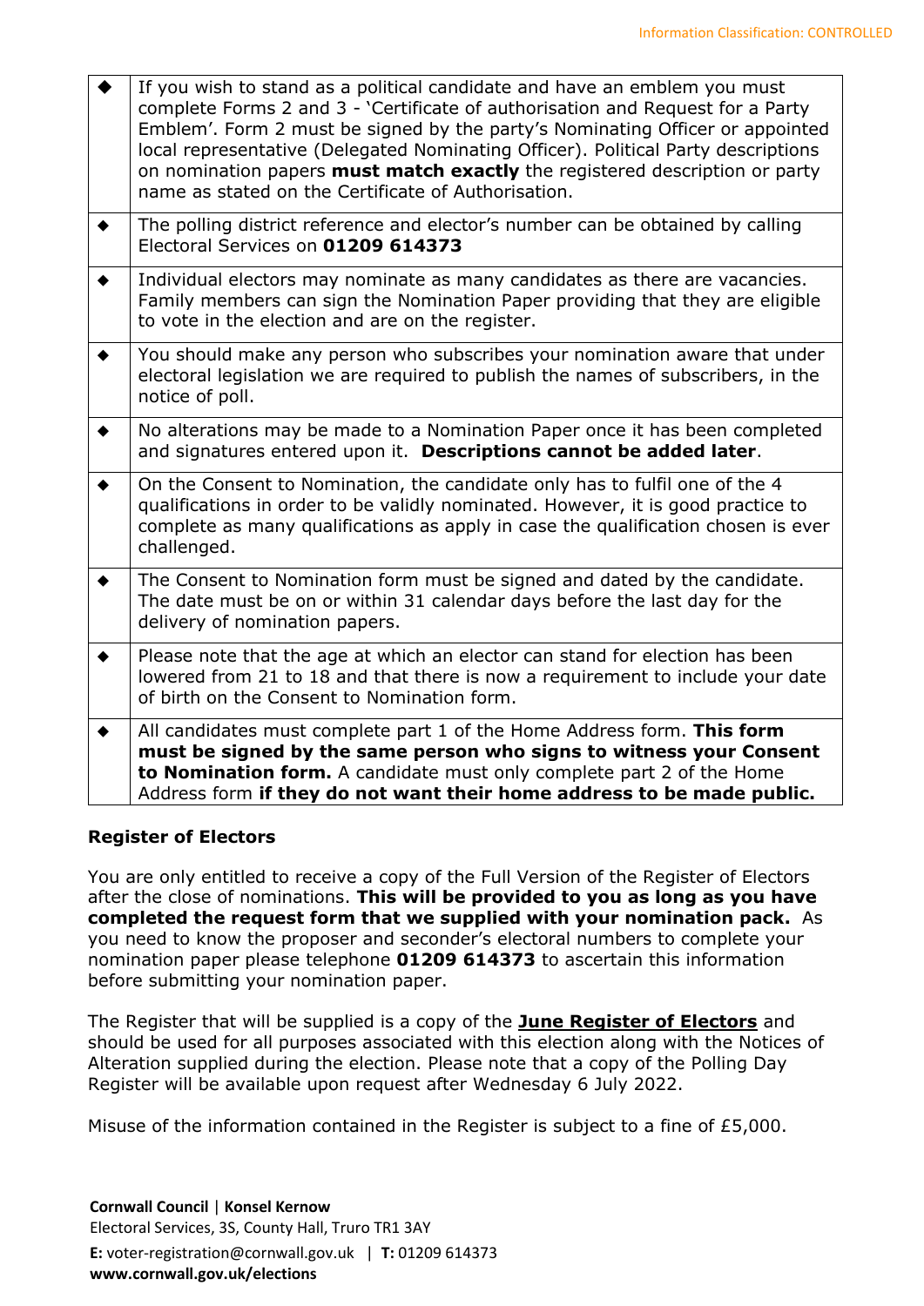| | |
|---|---|
| ◆ | If you wish to stand as a political candidate and have an emblem you must complete Forms 2 and 3 - 'Certificate of authorisation and Request for a Party Emblem'. Form 2 must be signed by the party's Nominating Officer or appointed local representative (Delegated Nominating Officer). Political Party descriptions on nomination papers **must match exactly** the registered description or party name as stated on the Certificate of Authorisation. |
| ◆ | The polling district reference and elector's number can be obtained by calling Electoral Services on **01209 614373** |
| ◆ | Individual electors may nominate as many candidates as there are vacancies. Family members can sign the Nomination Paper providing that they are eligible to vote in the election and are on the register. |
| ◆ | You should make any person who subscribes your nomination aware that under electoral legislation we are required to publish the names of subscribers, in the notice of poll. |
| ◆ | No alterations may be made to a Nomination Paper once it has been completed and signatures entered upon it. **Descriptions cannot be added later**. |
| ◆ | On the Consent to Nomination, the candidate only has to fulfil one of the 4 qualifications in order to be validly nominated. However, it is good practice to complete as many qualifications as apply in case the qualification chosen is ever challenged. |
| ◆ | The Consent to Nomination form must be signed and dated by the candidate. The date must be on or within 31 calendar days before the last day for the delivery of nomination papers. |
| ◆ | Please note that the age at which an elector can stand for election has been lowered from 21 to 18 and that there is now a requirement to include your date of birth on the Consent to Nomination form. |
| ◆ | All candidates must complete part 1 of the Home Address form. **This form must be signed by the same person who signs to witness your Consent to Nomination form.** A candidate must only complete part 2 of the Home Address form **if they do not want their home address to be made public.** |

## Register of Electors

You are only entitled to receive a copy of the Full Version of the Register of Electors after the close of nominations. **This will be provided to you as long as you have completed the request form that we supplied with your nomination pack.** As you need to know the proposer and seconder's electoral numbers to complete your nomination paper please telephone **01209 614373** to ascertain this information before submitting your nomination paper.

The Register that will be supplied is a copy of the **June Register of Electors** and should be used for all purposes associated with this election along with the Notices of Alteration supplied during the election. Please note that a copy of the Polling Day Register will be available upon request after Wednesday 6 July 2022.

Misuse of the information contained in the Register is subject to a fine of £5,000.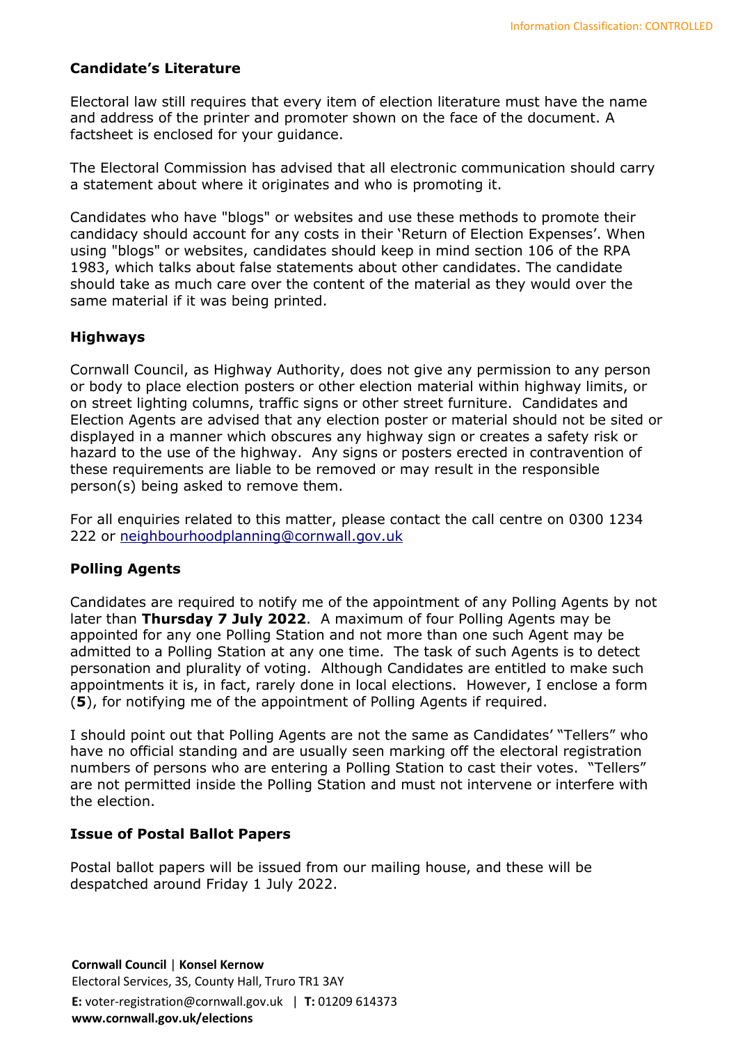## Candidate's Literature

Electoral law still requires that every item of election literature must have the name and address of the printer and promoter shown on the face of the document. A factsheet is enclosed for your guidance.

The Electoral Commission has advised that all electronic communication should carry a statement about where it originates and who is promoting it.

Candidates who have "blogs" or websites and use these methods to promote their candidacy should account for any costs in their 'Return of Election Expenses'. When using "blogs" or websites, candidates should keep in mind section 106 of the RPA 1983, which talks about false statements about other candidates. The candidate should take as much care over the content of the material as they would over the same material if it was being printed.

## Highways

Cornwall Council, as Highway Authority, does not give any permission to any person or body to place election posters or other election material within highway limits, or on street lighting columns, traffic signs or other street furniture. Candidates and Election Agents are advised that any election poster or material should not be sited or displayed in a manner which obscures any highway sign or creates a safety risk or hazard to the use of the highway. Any signs or posters erected in contravention of these requirements are liable to be removed or may result in the responsible person(s) being asked to remove them.

For all enquiries related to this matter, please contact the call centre on 0300 1234 222 or neighbourhoodplanning@cornwall.gov.uk

## Polling Agents

Candidates are required to notify me of the appointment of any Polling Agents by not later than **Thursday 7 July 2022**. A maximum of four Polling Agents may be appointed for any one Polling Station and not more than one such Agent may be admitted to a Polling Station at any one time. The task of such Agents is to detect personation and plurality of voting. Although Candidates are entitled to make such appointments it is, in fact, rarely done in local elections. However, I enclose a form (**5**), for notifying me of the appointment of Polling Agents if required.

I should point out that Polling Agents are not the same as Candidates' "Tellers" who have no official standing and are usually seen marking off the electoral registration numbers of persons who are entering a Polling Station to cast their votes. "Tellers" are not permitted inside the Polling Station and must not intervene or interfere with the election.

## Issue of Postal Ballot Papers

Postal ballot papers will be issued from our mailing house, and these will be despatched around Friday 1 July 2022.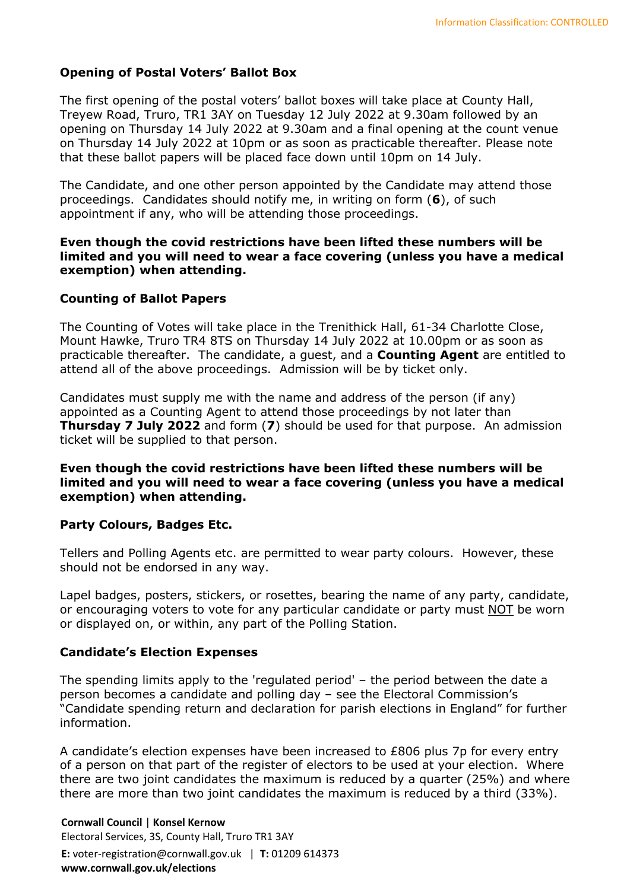## Opening of Postal Voters' Ballot Box

The first opening of the postal voters' ballot boxes will take place at County Hall, Treyew Road, Truro, TR1 3AY on Tuesday 12 July 2022 at 9.30am followed by an opening on Thursday 14 July 2022 at 9.30am and a final opening at the count venue on Thursday 14 July 2022 at 10pm or as soon as practicable thereafter. Please note that these ballot papers will be placed face down until 10pm on 14 July.

The Candidate, and one other person appointed by the Candidate may attend those proceedings. Candidates should notify me, in writing on form (**6**), of such appointment if any, who will be attending those proceedings.

**Even though the covid restrictions have been lifted these numbers will be limited and you will need to wear a face covering (unless you have a medical exemption) when attending.**

## Counting of Ballot Papers

The Counting of Votes will take place in the Trenithick Hall, 61-34 Charlotte Close, Mount Hawke, Truro TR4 8TS on Thursday 14 July 2022 at 10.00pm or as soon as practicable thereafter. The candidate, a guest, and a **Counting Agent** are entitled to attend all of the above proceedings. Admission will be by ticket only.

Candidates must supply me with the name and address of the person (if any) appointed as a Counting Agent to attend those proceedings by not later than **Thursday 7 July 2022** and form (**7**) should be used for that purpose. An admission ticket will be supplied to that person.

**Even though the covid restrictions have been lifted these numbers will be limited and you will need to wear a face covering (unless you have a medical exemption) when attending.**

## Party Colours, Badges Etc.

Tellers and Polling Agents etc. are permitted to wear party colours. However, these should not be endorsed in any way.

Lapel badges, posters, stickers, or rosettes, bearing the name of any party, candidate, or encouraging voters to vote for any particular candidate or party must NOT be worn or displayed on, or within, any part of the Polling Station.

## Candidate's Election Expenses

The spending limits apply to the 'regulated period' – the period between the date a person becomes a candidate and polling day – see the Electoral Commission's "Candidate spending return and declaration for parish elections in England" for further information.

A candidate's election expenses have been increased to £806 plus 7p for every entry of a person on that part of the register of electors to be used at your election. Where there are two joint candidates the maximum is reduced by a quarter (25%) and where there are more than two joint candidates the maximum is reduced by a third (33%).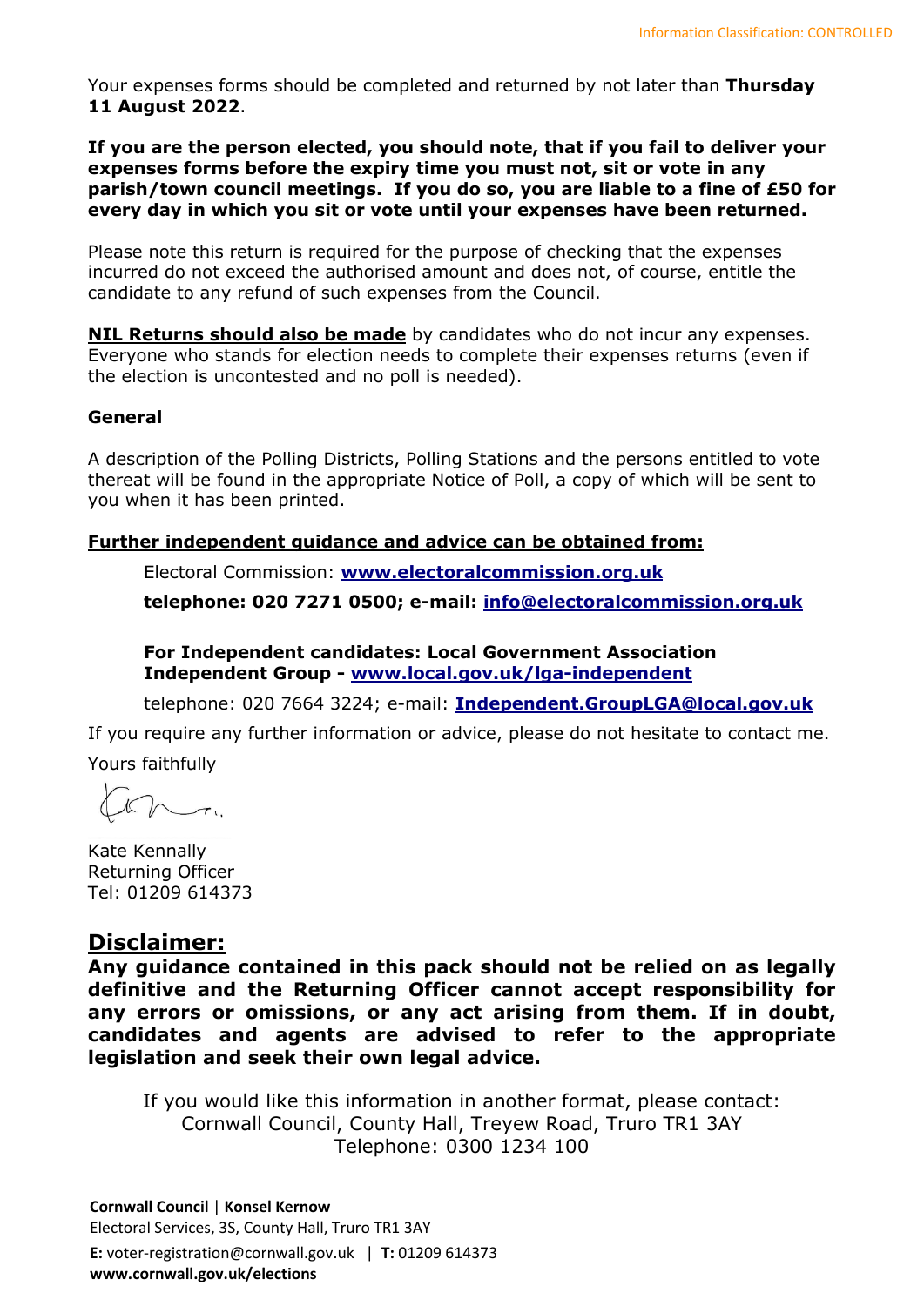Your expenses forms should be completed and returned by not later than **Thursday 11 August 2022**.

**If you are the person elected, you should note, that if you fail to deliver your expenses forms before the expiry time you must not, sit or vote in any parish/town council meetings. If you do so, you are liable to a fine of £50 for every day in which you sit or vote until your expenses have been returned.**

Please note this return is required for the purpose of checking that the expenses incurred do not exceed the authorised amount and does not, of course, entitle the candidate to any refund of such expenses from the Council.

**NIL Returns should also be made** by candidates who do not incur any expenses. Everyone who stands for election needs to complete their expenses returns (even if the election is uncontested and no poll is needed).

**General**

A description of the Polling Districts, Polling Stations and the persons entitled to vote thereat will be found in the appropriate Notice of Poll, a copy of which will be sent to you when it has been printed.

**Further independent guidance and advice can be obtained from:**

Electoral Commission: **www.electoralcommission.org.uk**

**telephone: 020 7271 0500; e-mail: info@electoralcommission.org.uk**

**For Independent candidates: Local Government Association Independent Group - www.local.gov.uk/lga-independent**

telephone: 020 7664 3224; e-mail: **Independent.GroupLGA@local.gov.uk**

If you require any further information or advice, please do not hesitate to contact me.

Yours faithfully

Kate Kennally
Returning Officer
Tel: 01209 614373

## Disclaimer:

**Any guidance contained in this pack should not be relied on as legally definitive and the Returning Officer cannot accept responsibility for any errors or omissions, or any act arising from them. If in doubt, candidates and agents are advised to refer to the appropriate legislation and seek their own legal advice.**

If you would like this information in another format, please contact:
Cornwall Council, County Hall, Treyew Road, Truro TR1 3AY
Telephone: 0300 1234 100